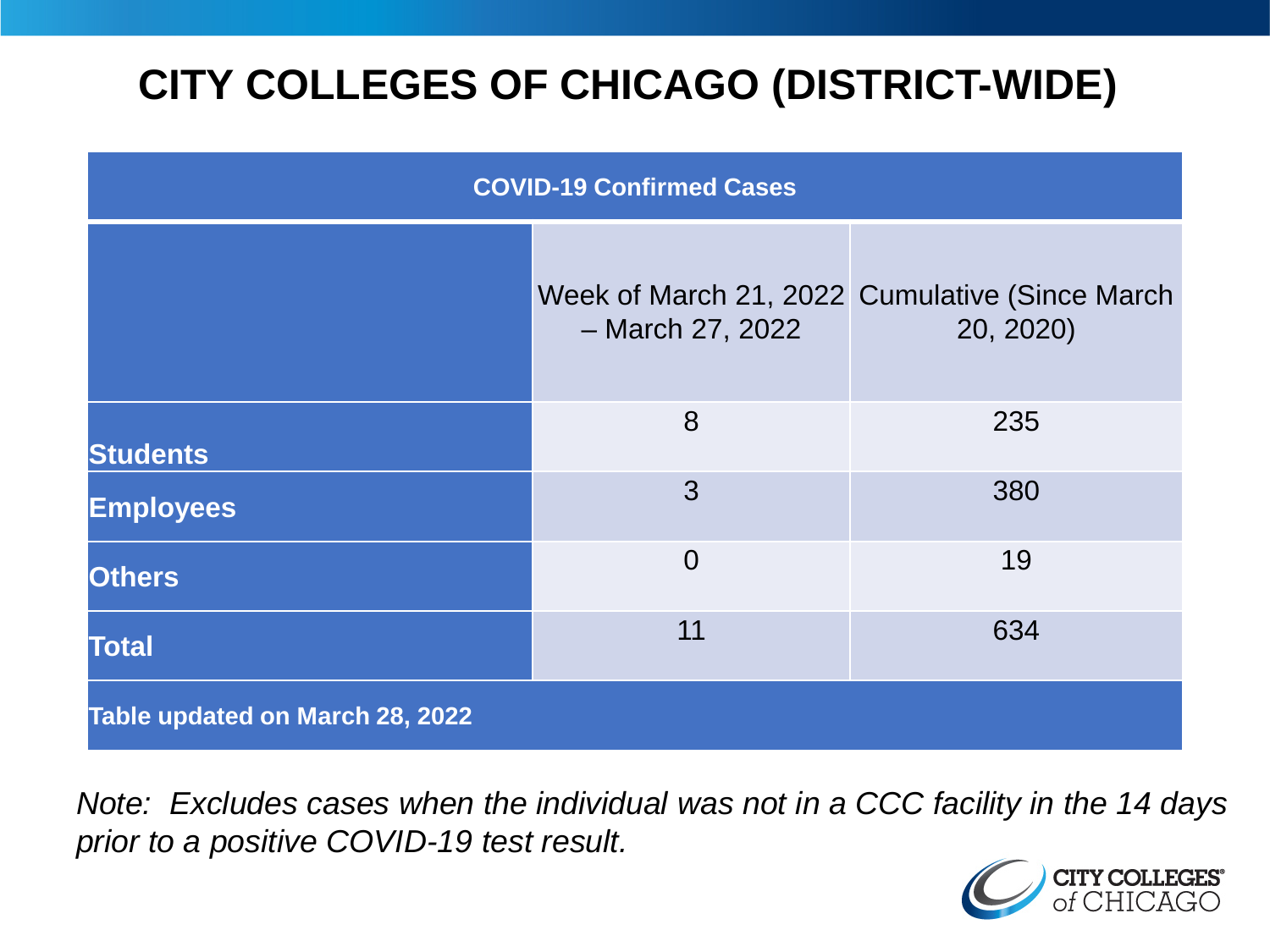# CITY COLLEGES OF CHICAGO (DISTRICT-WIDE)

| COVID-19 Confirmed Cases | | |
|---|---|---|
| | Week of March 21, 2022 – March 27, 2022 | Cumulative (Since March 20, 2020) |
| **Students** | 8 | 235 |
| **Employees** | 3 | 380 |
| **Others** | 0 | 19 |
| **Total** | 11 | 634 |
| **Table updated on March 28, 2022** | | |

*Note: Excludes cases when the individual was not in a CCC facility in the 14 days prior to a positive COVID-19 test result.*

CITY COLLEGES of CHICAGO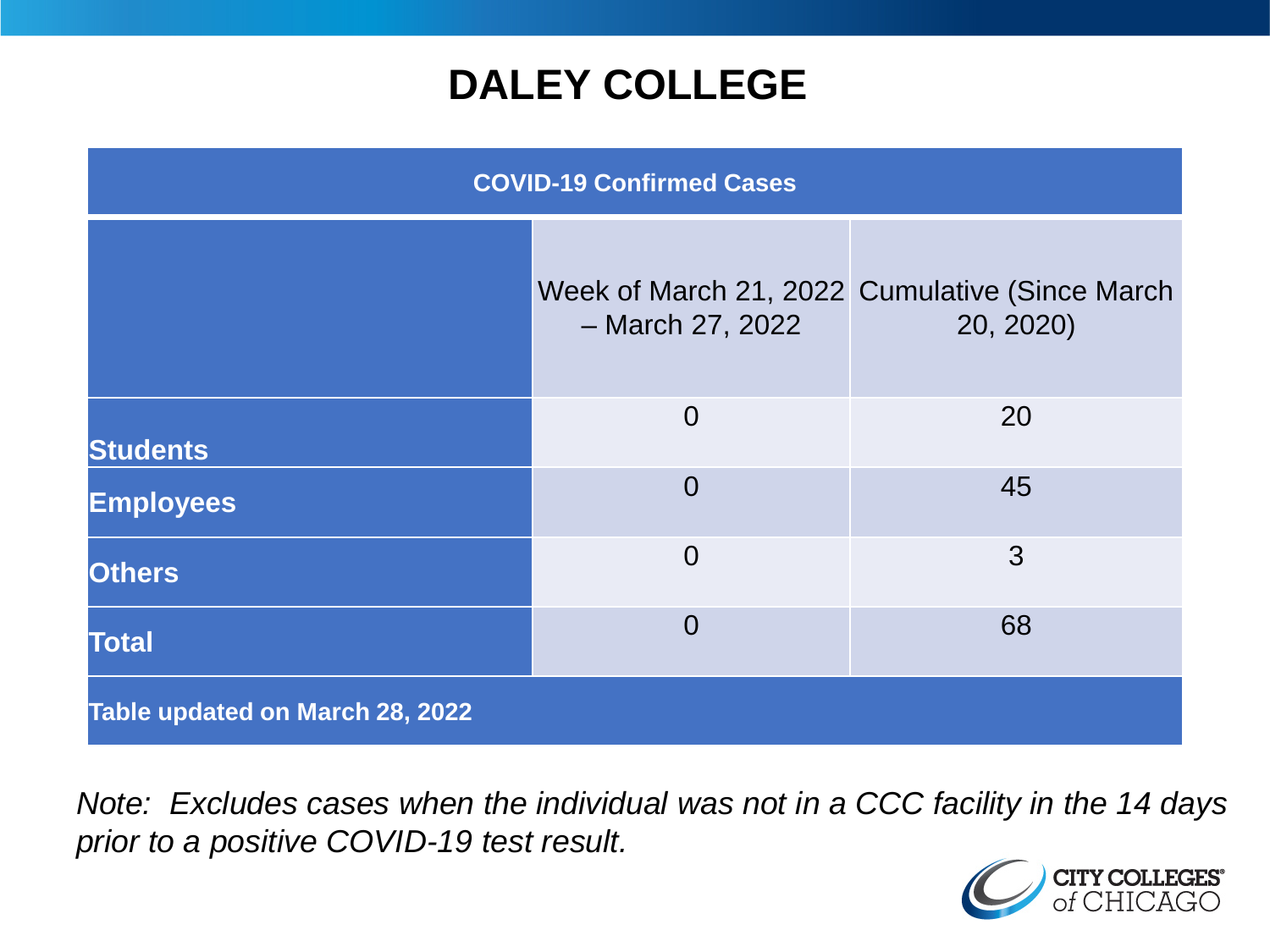# DALEY COLLEGE

| COVID-19 Confirmed Cases | | |
|---|---|---|
| | Week of March 21, 2022 – March 27, 2022 | Cumulative (Since March 20, 2020) |
| **Students** | 0 | 20 |
| **Employees** | 0 | 45 |
| **Others** | 0 | 3 |
| **Total** | 0 | 68 |
| **Table updated on March 28, 2022** | | |

*Note: Excludes cases when the individual was not in a CCC facility in the 14 days prior to a positive COVID-19 test result.*

CITY COLLEGES of CHICAGO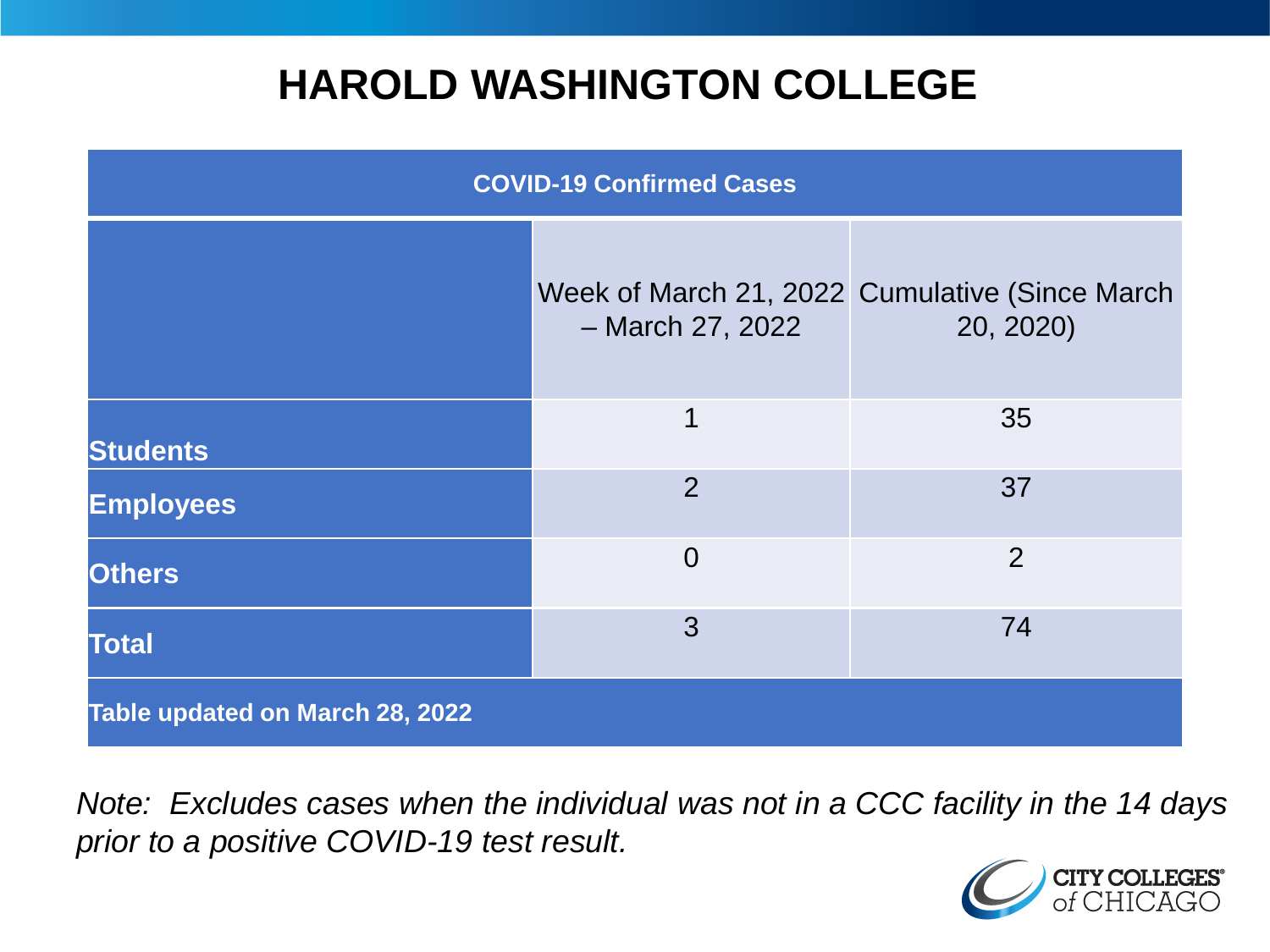# HAROLD WASHINGTON COLLEGE

| COVID-19 Confirmed Cases | | |
|---|---|---|
| | Week of March 21, 2022 – March 27, 2022 | Cumulative (Since March 20, 2020) |
| **Students** | 1 | 35 |
| **Employees** | 2 | 37 |
| **Others** | 0 | 2 |
| **Total** | 3 | 74 |
| **Table updated on March 28, 2022** | | |

*Note: Excludes cases when the individual was not in a CCC facility in the 14 days prior to a positive COVID-19 test result.*

CITY COLLEGES of CHICAGO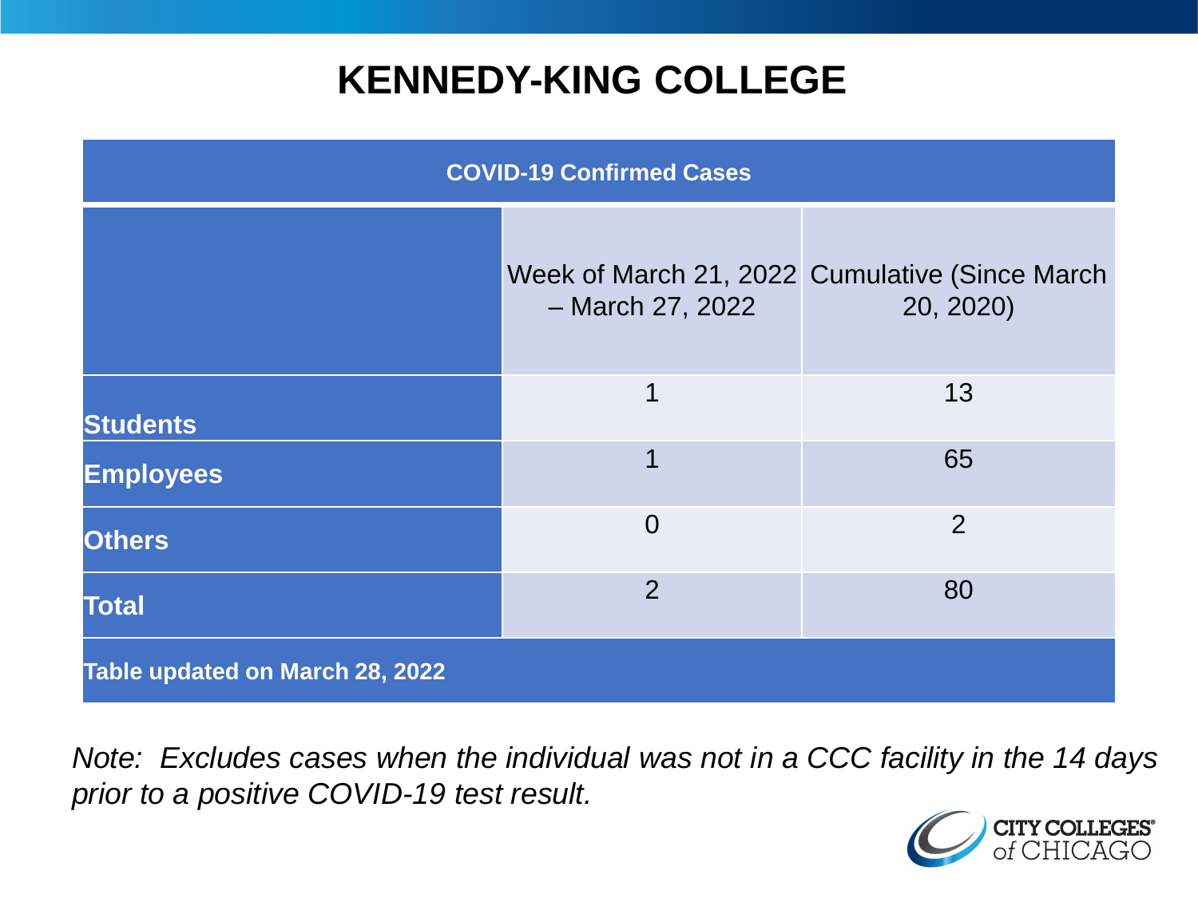# KENNEDY-KING COLLEGE

| COVID-19 Confirmed Cases | | |
|---|---|---|
| | Week of March 21, 2022 – March 27, 2022 | Cumulative (Since March 20, 2020) |
| **Students** | 1 | 13 |
| **Employees** | 1 | 65 |
| **Others** | 0 | 2 |
| **Total** | 2 | 80 |
| **Table updated on March 28, 2022** | | |

*Note: Excludes cases when the individual was not in a CCC facility in the 14 days prior to a positive COVID-19 test result.*

CITY COLLEGES of CHICAGO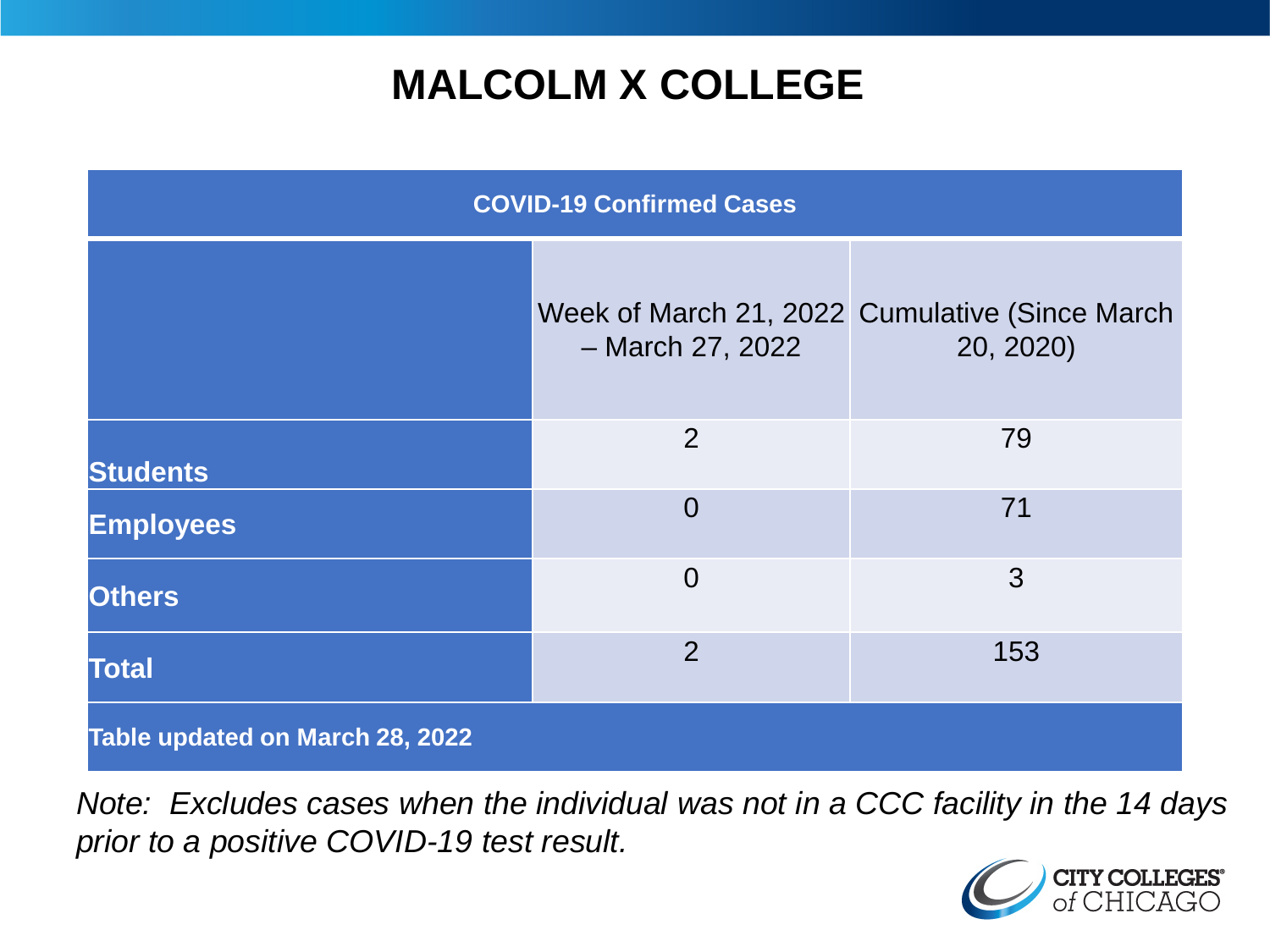# MALCOLM X COLLEGE

| COVID-19 Confirmed Cases | | |
|---|---|---|
| | Week of March 21, 2022 – March 27, 2022 | Cumulative (Since March 20, 2020) |
| **Students** | 2 | 79 |
| **Employees** | 0 | 71 |
| **Others** | 0 | 3 |
| **Total** | 2 | 153 |
| **Table updated on March 28, 2022** | | |

*Note: Excludes cases when the individual was not in a CCC facility in the 14 days prior to a positive COVID-19 test result.*

CITY COLLEGES of CHICAGO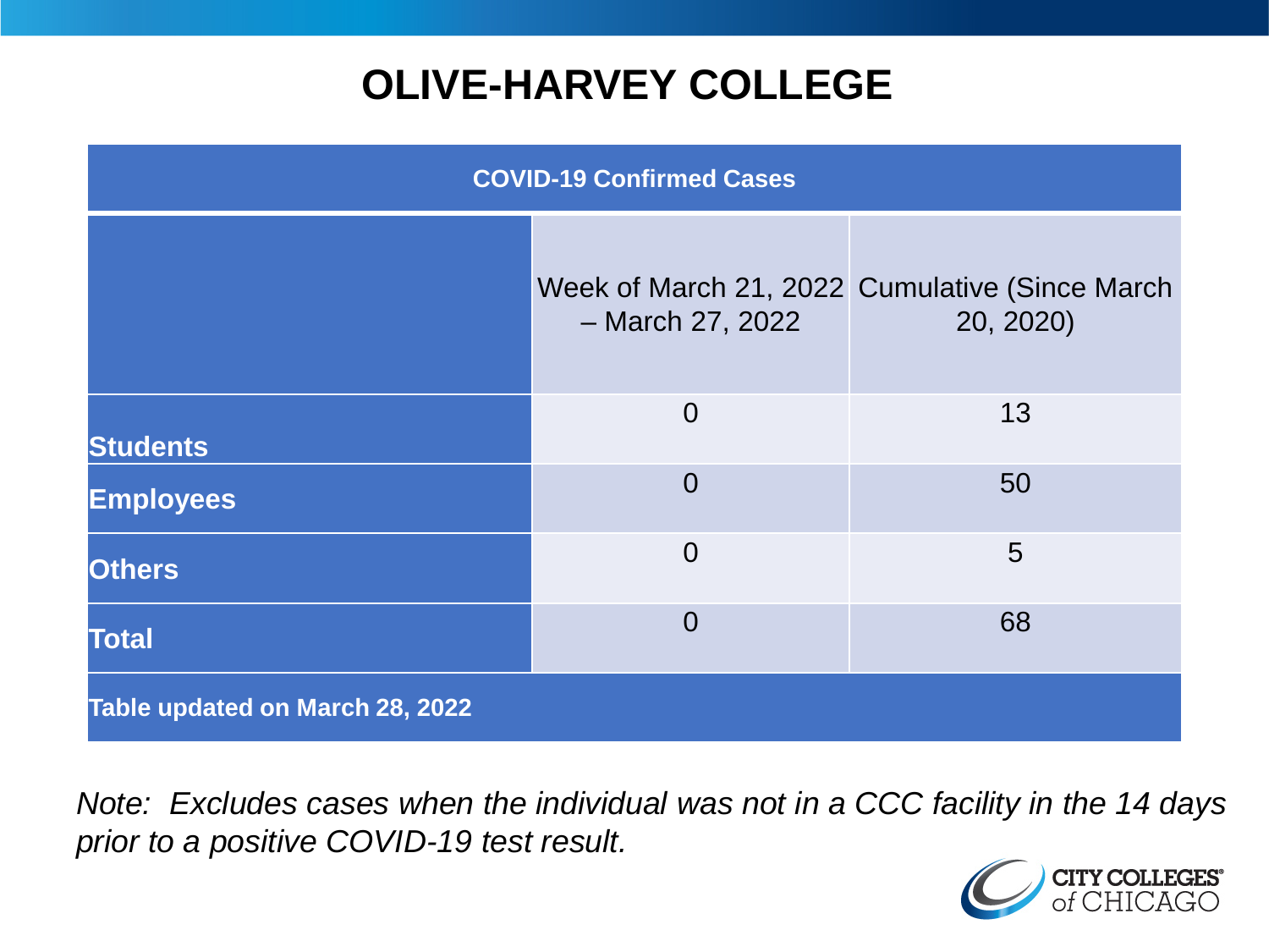# OLIVE-HARVEY COLLEGE

| COVID-19 Confirmed Cases | | |
|---|---|---|
| | Week of March 21, 2022 – March 27, 2022 | Cumulative (Since March 20, 2020) |
| **Students** | 0 | 13 |
| **Employees** | 0 | 50 |
| **Others** | 0 | 5 |
| **Total** | 0 | 68 |
| **Table updated on March 28, 2022** | | |

*Note: Excludes cases when the individual was not in a CCC facility in the 14 days prior to a positive COVID-19 test result.*

CITY COLLEGES of CHICAGO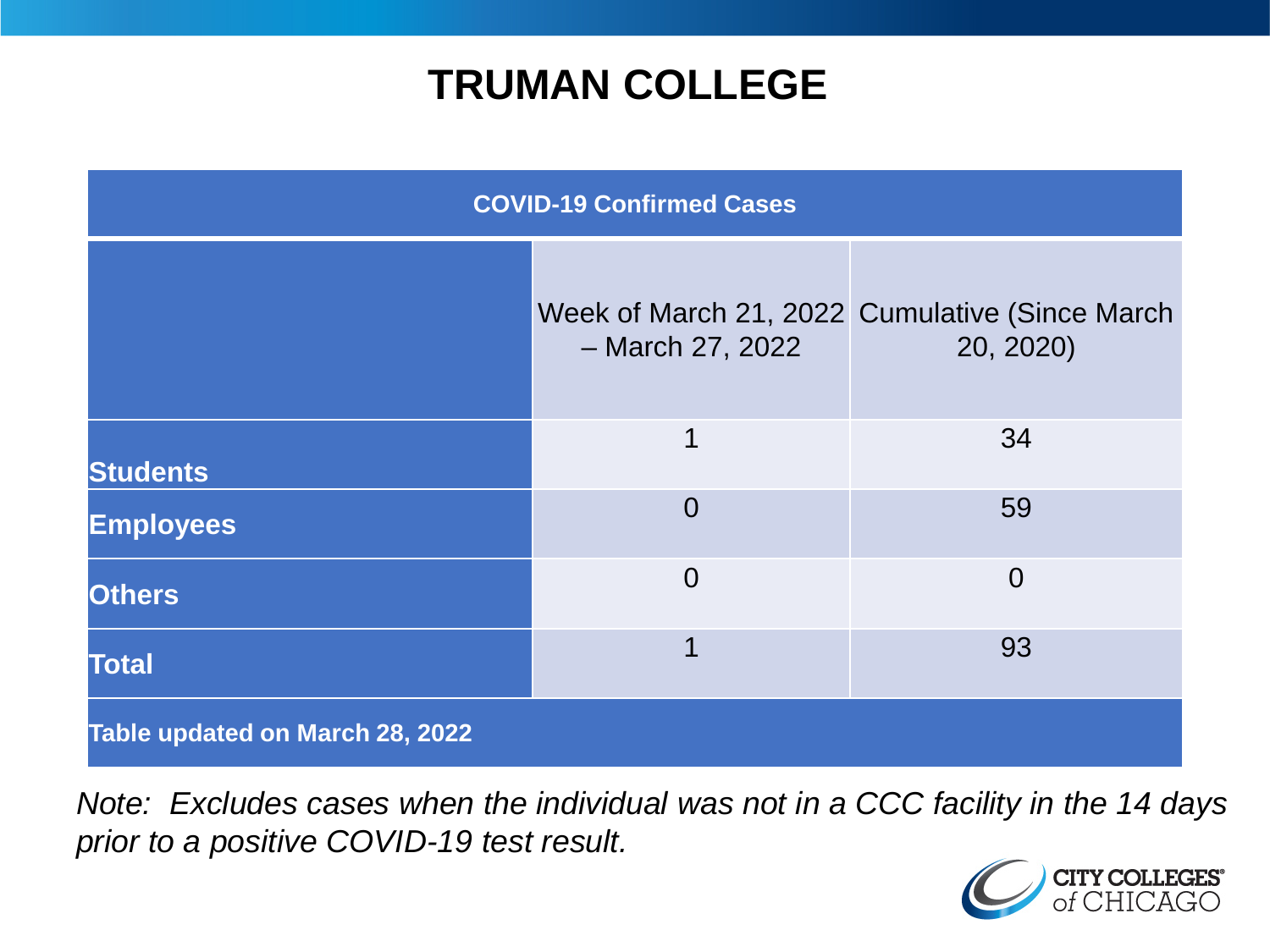# TRUMAN COLLEGE

| COVID-19 Confirmed Cases | | |
|---|---|---|
| | Week of March 21, 2022 – March 27, 2022 | Cumulative (Since March 20, 2020) |
| **Students** | 1 | 34 |
| **Employees** | 0 | 59 |
| **Others** | 0 | 0 |
| **Total** | 1 | 93 |
| **Table updated on March 28, 2022** | | |

*Note: Excludes cases when the individual was not in a CCC facility in the 14 days prior to a positive COVID-19 test result.*

CITY COLLEGES of CHICAGO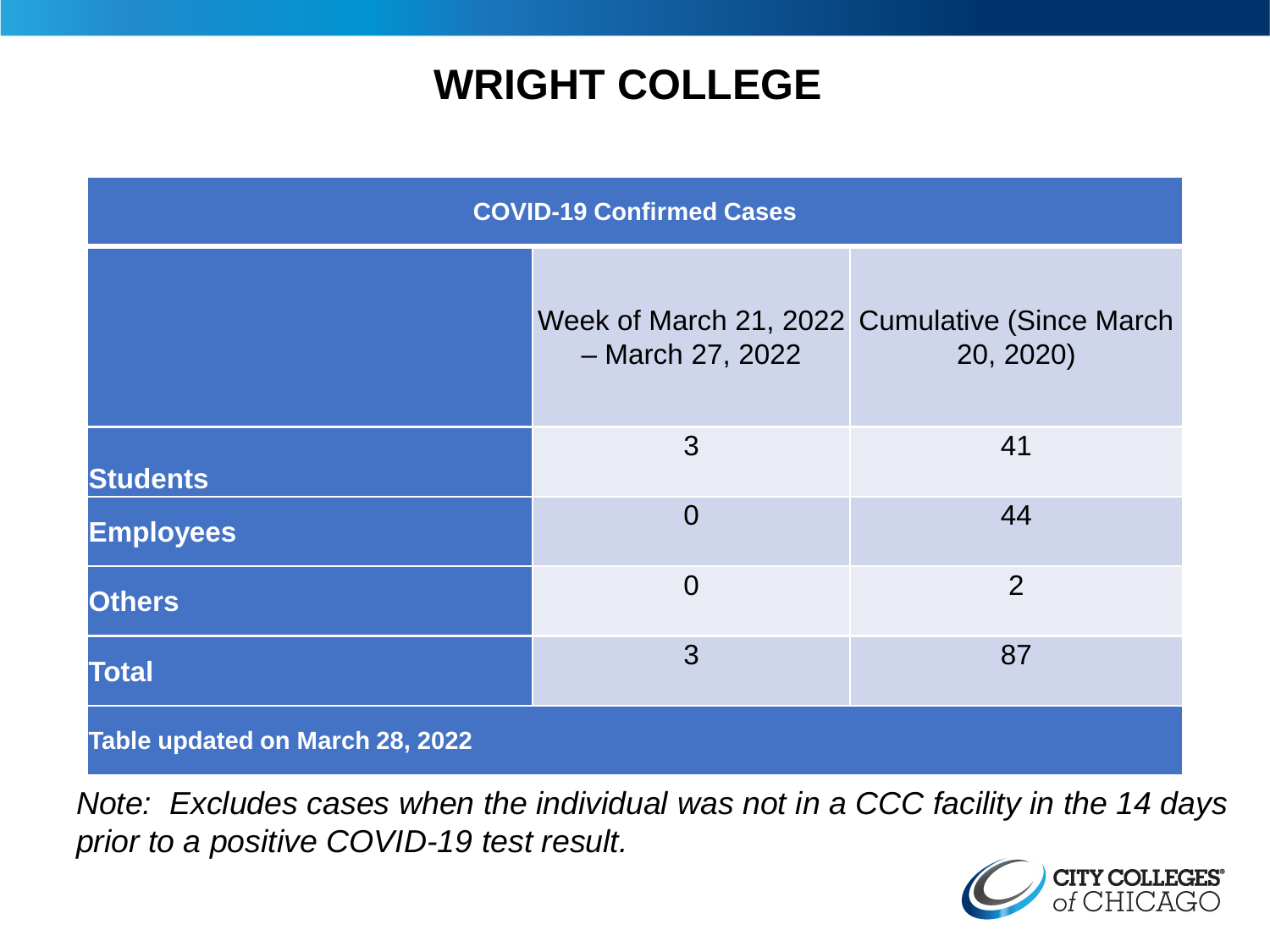# WRIGHT COLLEGE

| COVID-19 Confirmed Cases | | |
|---|---|---|
| | Week of March 21, 2022 – March 27, 2022 | Cumulative (Since March 20, 2020) |
| **Students** | 3 | 41 |
| **Employees** | 0 | 44 |
| **Others** | 0 | 2 |
| **Total** | 3 | 87 |
| **Table updated on March 28, 2022** | | |

*Note: Excludes cases when the individual was not in a CCC facility in the 14 days prior to a positive COVID-19 test result.*

CITY COLLEGES of CHICAGO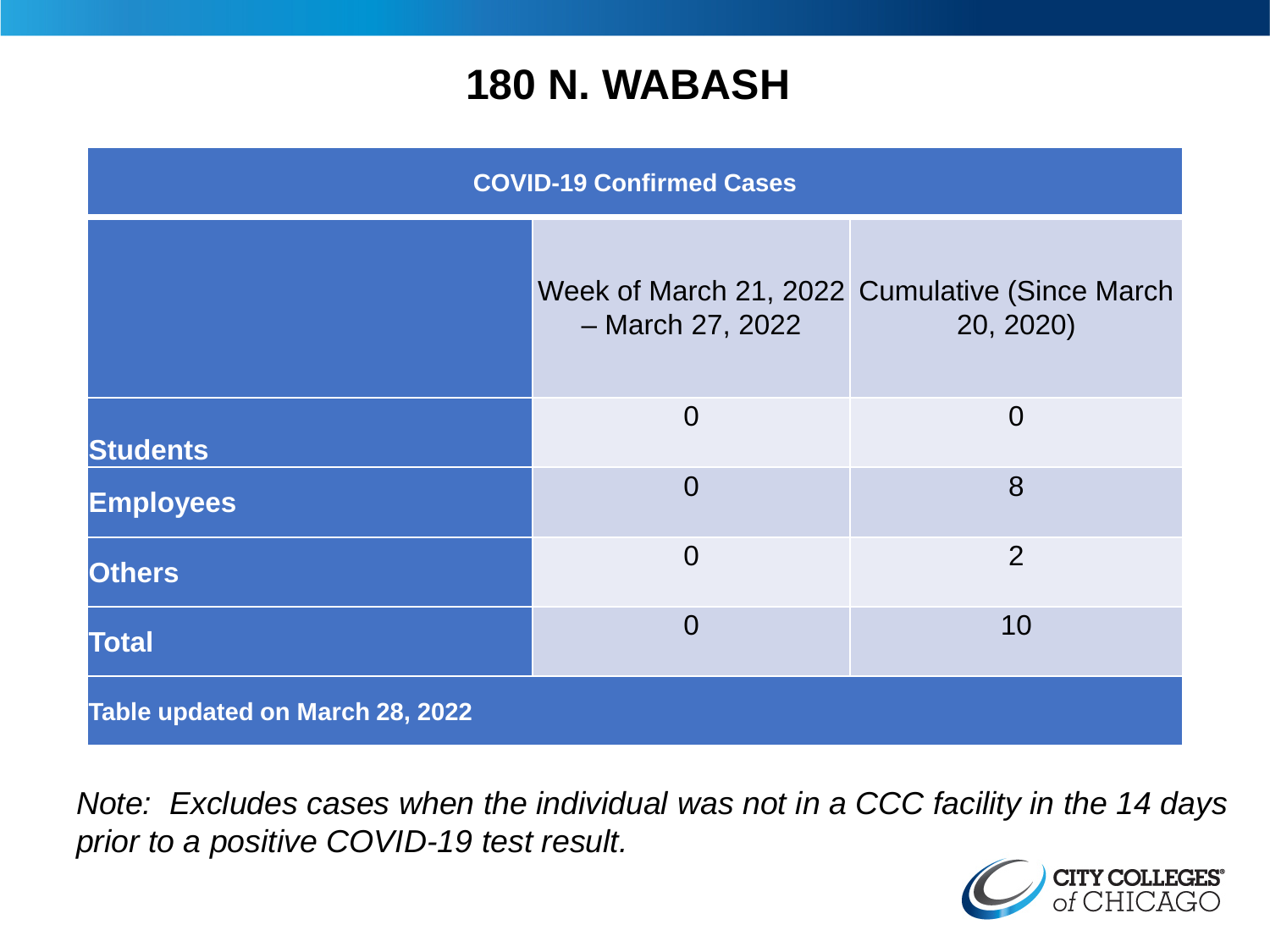# 180 N. WABASH

| COVID-19 Confirmed Cases | | |
|---|---|---|
| | Week of March 21, 2022 – March 27, 2022 | Cumulative (Since March 20, 2020) |
| **Students** | 0 | 0 |
| **Employees** | 0 | 8 |
| **Others** | 0 | 2 |
| **Total** | 0 | 10 |
| **Table updated on March 28, 2022** | | |

*Note: Excludes cases when the individual was not in a CCC facility in the 14 days prior to a positive COVID-19 test result.*

CITY COLLEGES of CHICAGO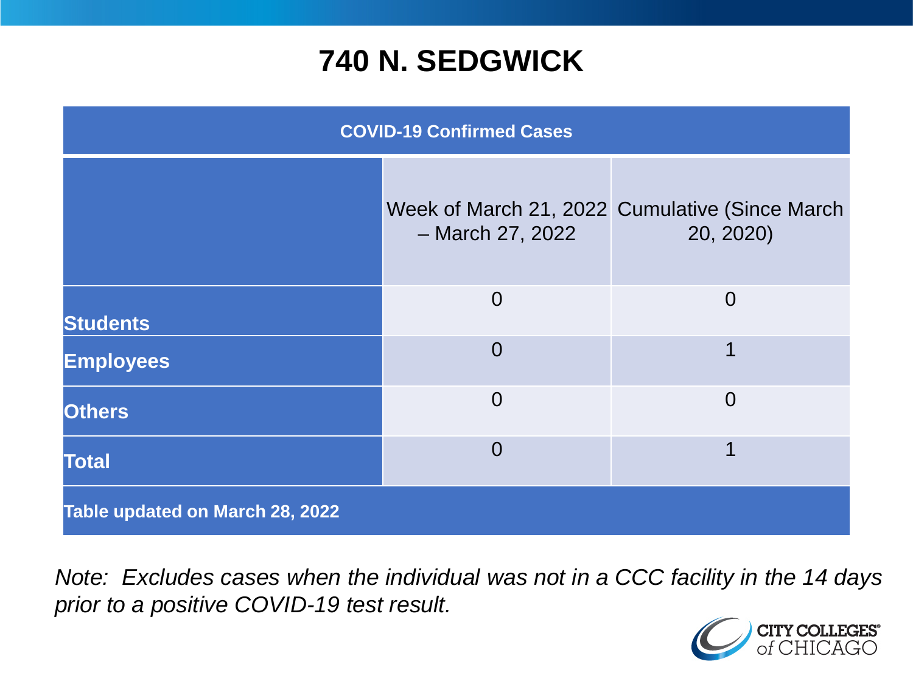# 740 N. SEDGWICK

| COVID-19 Confirmed Cases | | |
|---|---|---|
| | Week of March 21, 2022 – March 27, 2022 | Cumulative (Since March 20, 2020) |
| **Students** | 0 | 0 |
| **Employees** | 0 | 1 |
| **Others** | 0 | 0 |
| **Total** | 0 | 1 |
| **Table updated on March 28, 2022** | | |

*Note: Excludes cases when the individual was not in a CCC facility in the 14 days prior to a positive COVID-19 test result.*

CITY COLLEGES of CHICAGO